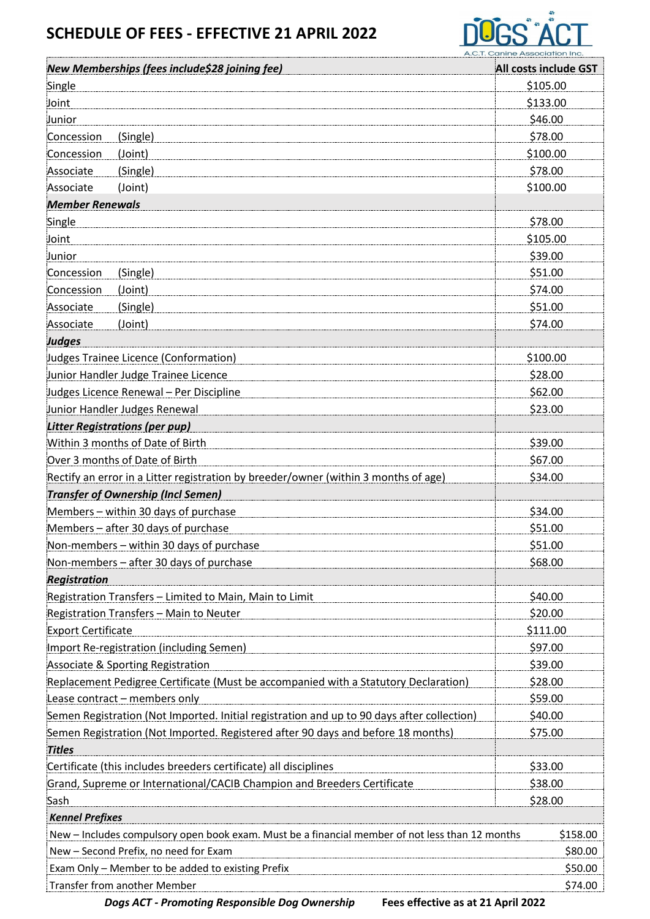# SCHEDULE OF FEES - EFFECTIVE 21 APRIL 2022

DOGS ACT
A.C.T. Canine Association Inc.

| *New Memberships (fees include$28 joining fee)* | **All costs include GST** |
|---|---|
| Single | $105.00 |
| Joint | $133.00 |
| Junior | $46.00 |
| Concession (Single) | $78.00 |
| Concession (Joint) | $100.00 |
| Associate (Single) | $78.00 |
| Associate (Joint) | $100.00 |
| ***Member Renewals*** | |
| Single | $78.00 |
| Joint | $105.00 |
| Junior | $39.00 |
| Concession (Single) | $51.00 |
| Concession (Joint) | $74.00 |
| Associate (Single) | $51.00 |
| Associate (Joint) | $74.00 |
| ***Judges*** | |
| Judges Trainee Licence (Conformation) | $100.00 |
| Junior Handler Judge Trainee Licence | $28.00 |
| Judges Licence Renewal – Per Discipline | $62.00 |
| Junior Handler Judges Renewal | $23.00 |
| ***Litter Registrations (per pup)*** | |
| Within 3 months of Date of Birth | $39.00 |
| Over 3 months of Date of Birth | $67.00 |
| Rectify an error in a Litter registration by breeder/owner (within 3 months of age) | $34.00 |
| ***Transfer of Ownership (Incl Semen)*** | |
| Members – within 30 days of purchase | $34.00 |
| Members – after 30 days of purchase | $51.00 |
| Non-members – within 30 days of purchase | $51.00 |
| Non-members – after 30 days of purchase | $68.00 |
| ***Registration*** | |
| Registration Transfers – Limited to Main, Main to Limit | $40.00 |
| Registration Transfers – Main to Neuter | $20.00 |
| Export Certificate | $111.00 |
| Import Re-registration (including Semen) | $97.00 |
| Associate & Sporting Registration | $39.00 |
| Replacement Pedigree Certificate (Must be accompanied with a Statutory Declaration) | $28.00 |
| Lease contract – members only | $59.00 |
| Semen Registration (Not Imported. Initial registration and up to 90 days after collection) | $40.00 |
| Semen Registration (Not Imported. Registered after 90 days and before 18 months) | $75.00 |
| ***Titles*** | |
| Certificate (this includes breeders certificate) all disciplines | $33.00 |
| Grand, Supreme or International/CACIB Champion and Breeders Certificate | $38.00 |
| Sash | $28.00 |
| ***Kennel Prefixes*** | |
| New – Includes compulsory open book exam. Must be a financial member of not less than 12 months | $158.00 |
| New – Second Prefix, no need for Exam | $80.00 |
| Exam Only – Member to be added to existing Prefix | $50.00 |
| Transfer from another Member | $74.00 |

***Dogs ACT - Promoting Responsible Dog Ownership*** **Fees effective as at 21 April 2022**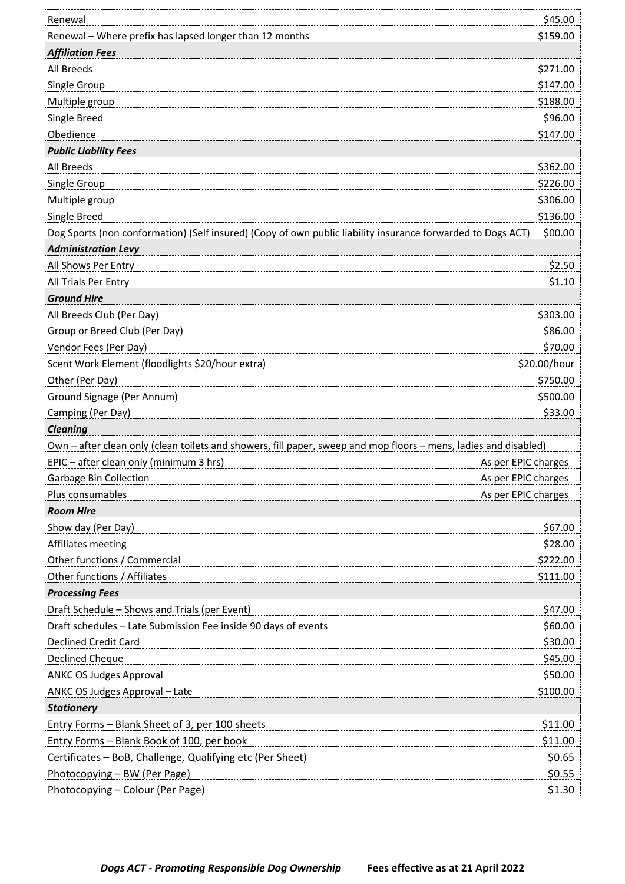| | |
|---|---|
| Renewal | $45.00 |
| Renewal – Where prefix has lapsed longer than 12 months | $159.00 |
| ***Affiliation Fees*** | |
| All Breeds | $271.00 |
| Single Group | $147.00 |
| Multiple group | $188.00 |
| Single Breed | $96.00 |
| Obedience | $147.00 |
| ***Public Liability Fees*** | |
| All Breeds | $362.00 |
| Single Group | $226.00 |
| Multiple group | $306.00 |
| Single Breed | $136.00 |
| Dog Sports (non conformation) (Self insured) (Copy of own public liability insurance forwarded to Dogs ACT) | $00.00 |
| ***Administration Levy*** | |
| All Shows Per Entry | $2.50 |
| All Trials Per Entry | $1.10 |
| ***Ground Hire*** | |
| All Breeds Club (Per Day) | $303.00 |
| Group or Breed Club (Per Day) | $86.00 |
| Vendor Fees (Per Day) | $70.00 |
| Scent Work Element (floodlights $20/hour extra) | $20.00/hour |
| Other (Per Day) | $750.00 |
| Ground Signage (Per Annum) | $500.00 |
| Camping (Per Day) | $33.00 |
| ***Cleaning*** | |
| Own – after clean only (clean toilets and showers, fill paper, sweep and mop floors – mens, ladies and disabled) | |
| EPIC – after clean only (minimum 3 hrs) | As per EPIC charges |
| Garbage Bin Collection | As per EPIC charges |
| Plus consumables | As per EPIC charges |
| ***Room Hire*** | |
| Show day (Per Day) | $67.00 |
| Affiliates meeting | $28.00 |
| Other functions / Commercial | $222.00 |
| Other functions / Affiliates | $111.00 |
| ***Processing Fees*** | |
| Draft Schedule – Shows and Trials (per Event) | $47.00 |
| Draft schedules – Late Submission Fee inside 90 days of events | $60.00 |
| Declined Credit Card | $30.00 |
| Declined Cheque | $45.00 |
| ANKC OS Judges Approval | $50.00 |
| ANKC OS Judges Approval – Late | $100.00 |
| ***Stationery*** | |
| Entry Forms – Blank Sheet of 3, per 100 sheets | $11.00 |
| Entry Forms – Blank Book of 100, per book | $11.00 |
| Certificates – BoB, Challenge, Qualifying etc (Per Sheet) | $0.65 |
| Photocopying – BW (Per Page) | $0.55 |
| Photocopying – Colour (Per Page) | $1.30 |

***Dogs ACT - Promoting Responsible Dog Ownership*** **Fees effective as at 21 April 2022**